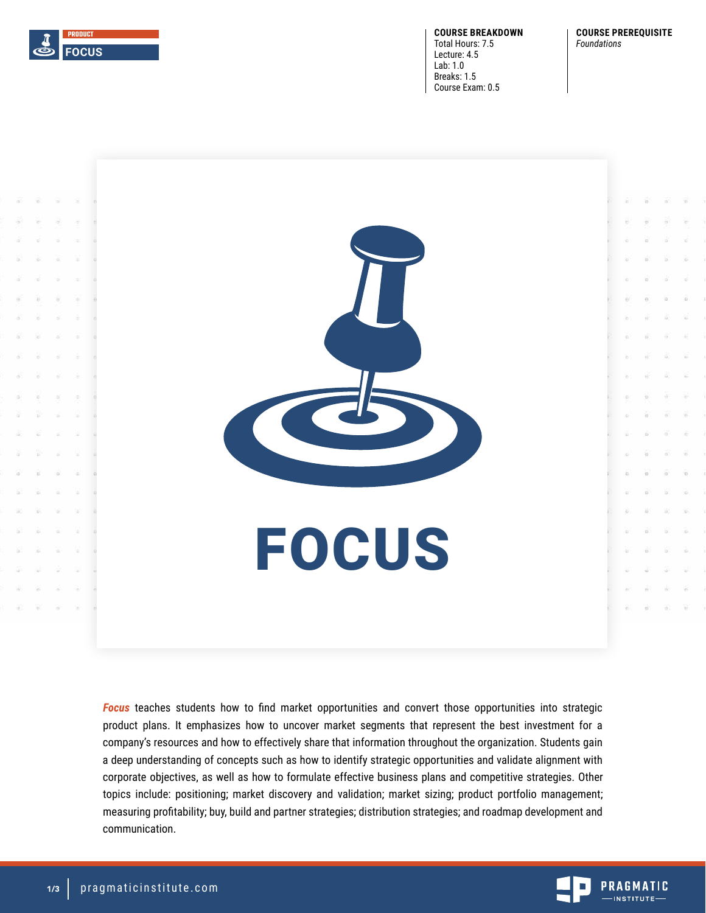PRODUCT

**FOCUS**

**COURSE BREAKDOWN**
Total Hours: 7.5
Lecture: 4.5
Lab: 1.0
Breaks: 1.5
Course Exam: 0.5

**COURSE PREREQUISITE**
*Foundations*

# FOCUS

***Focus*** teaches students how to find market opportunities and convert those opportunities into strategic product plans. It emphasizes how to uncover market segments that represent the best investment for a company's resources and how to effectively share that information throughout the organization. Students gain a deep understanding of concepts such as how to identify strategic opportunities and validate alignment with corporate objectives, as well as how to formulate effective business plans and competitive strategies. Other topics include: positioning; market discovery and validation; market sizing; product portfolio management; measuring profitability; buy, build and partner strategies; distribution strategies; and roadmap development and communication.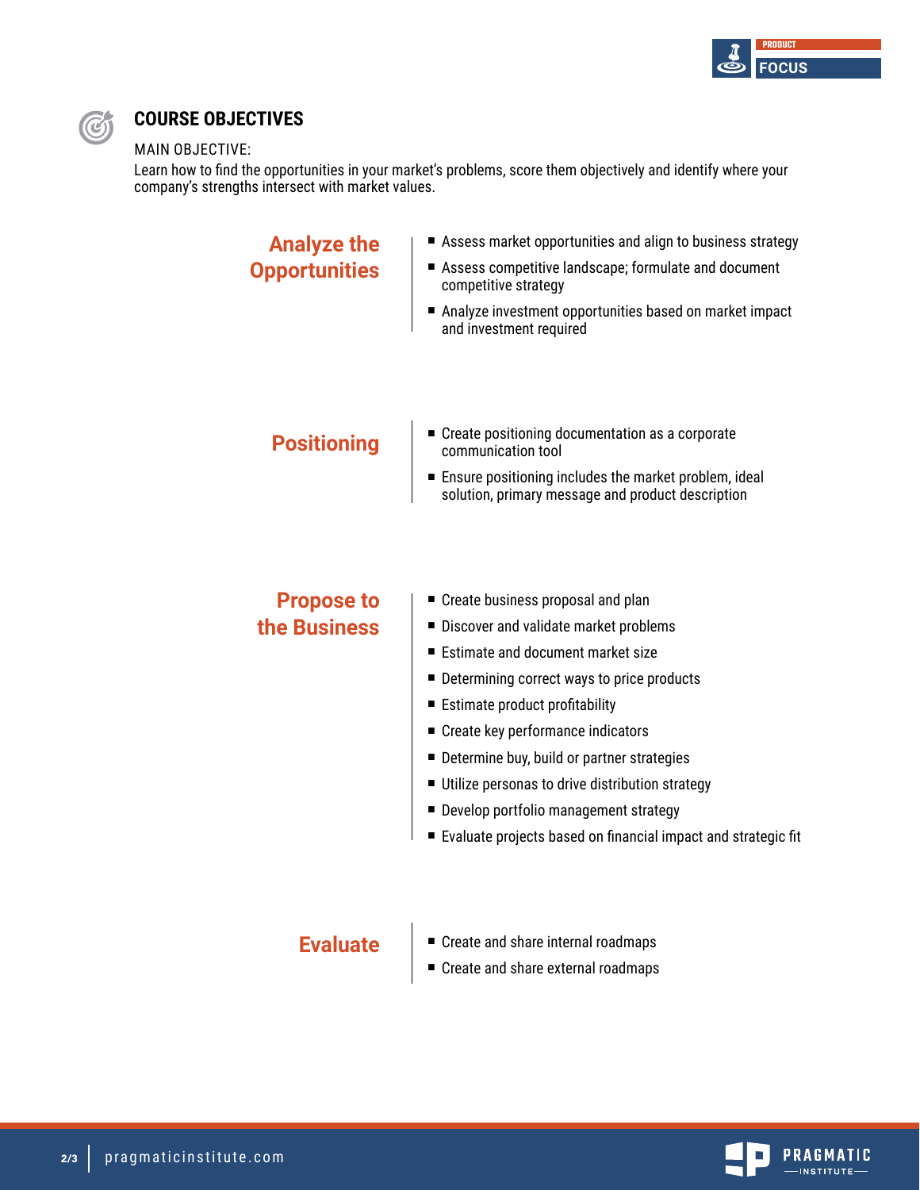## COURSE OBJECTIVES

MAIN OBJECTIVE:

Learn how to find the opportunities in your market's problems, score them objectively and identify where your company's strengths intersect with market values.

### Analyze the Opportunities

- Assess market opportunities and align to business strategy
- Assess competitive landscape; formulate and document competitive strategy
- Analyze investment opportunities based on market impact and investment required

### Positioning

- Create positioning documentation as a corporate communication tool
- Ensure positioning includes the market problem, ideal solution, primary message and product description

### Propose to the Business

- Create business proposal and plan
- Discover and validate market problems
- Estimate and document market size
- Determining correct ways to price products
- Estimate product profitability
- Create key performance indicators
- Determine buy, build or partner strategies
- Utilize personas to drive distribution strategy
- Develop portfolio management strategy
- Evaluate projects based on financial impact and strategic fit

### Evaluate

- Create and share internal roadmaps
- Create and share external roadmaps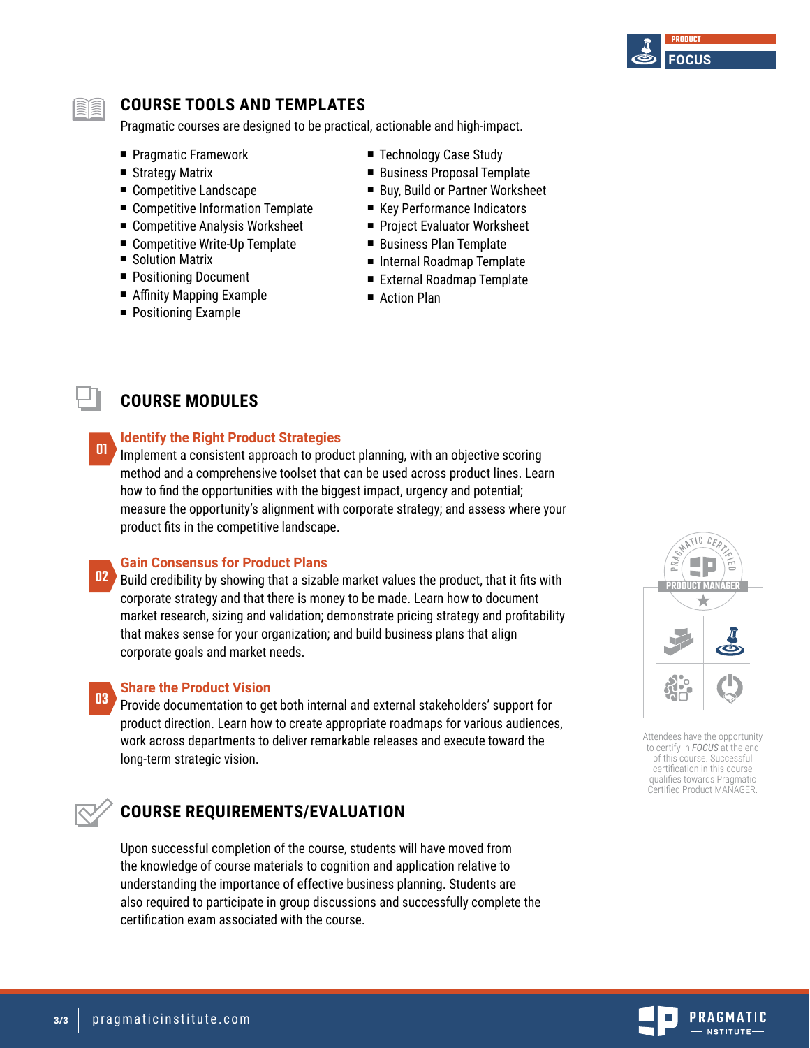## COURSE TOOLS AND TEMPLATES

Pragmatic courses are designed to be practical, actionable and high-impact.

- Pragmatic Framework
- Strategy Matrix
- Competitive Landscape
- Competitive Information Template
- Competitive Analysis Worksheet
- Competitive Write-Up Template
- Solution Matrix
- Positioning Document
- Affinity Mapping Example
- Positioning Example
- Technology Case Study
- Business Proposal Template
- Buy, Build or Partner Worksheet
- Key Performance Indicators
- Project Evaluator Worksheet
- Business Plan Template
- Internal Roadmap Template
- External Roadmap Template
- Action Plan

## COURSE MODULES

### 01 Identify the Right Product Strategies

Implement a consistent approach to product planning, with an objective scoring method and a comprehensive toolset that can be used across product lines. Learn how to find the opportunities with the biggest impact, urgency and potential; measure the opportunity's alignment with corporate strategy; and assess where your product fits in the competitive landscape.

### 02 Gain Consensus for Product Plans

Build credibility by showing that a sizable market values the product, that it fits with corporate strategy and that there is money to be made. Learn how to document market research, sizing and validation; demonstrate pricing strategy and profitability that makes sense for your organization; and build business plans that align corporate goals and market needs.

### 03 Share the Product Vision

Provide documentation to get both internal and external stakeholders' support for product direction. Learn how to create appropriate roadmaps for various audiences, work across departments to deliver remarkable releases and execute toward the long-term strategic vision.

## COURSE REQUIREMENTS/EVALUATION

Upon successful completion of the course, students will have moved from the knowledge of course materials to cognition and application relative to understanding the importance of effective business planning. Students are also required to participate in group discussions and successfully complete the certification exam associated with the course.

Attendees have the opportunity to certify in *FOCUS* at the end of this course. Successful certification in this course qualifies towards Pragmatic Certified Product MANAGER.